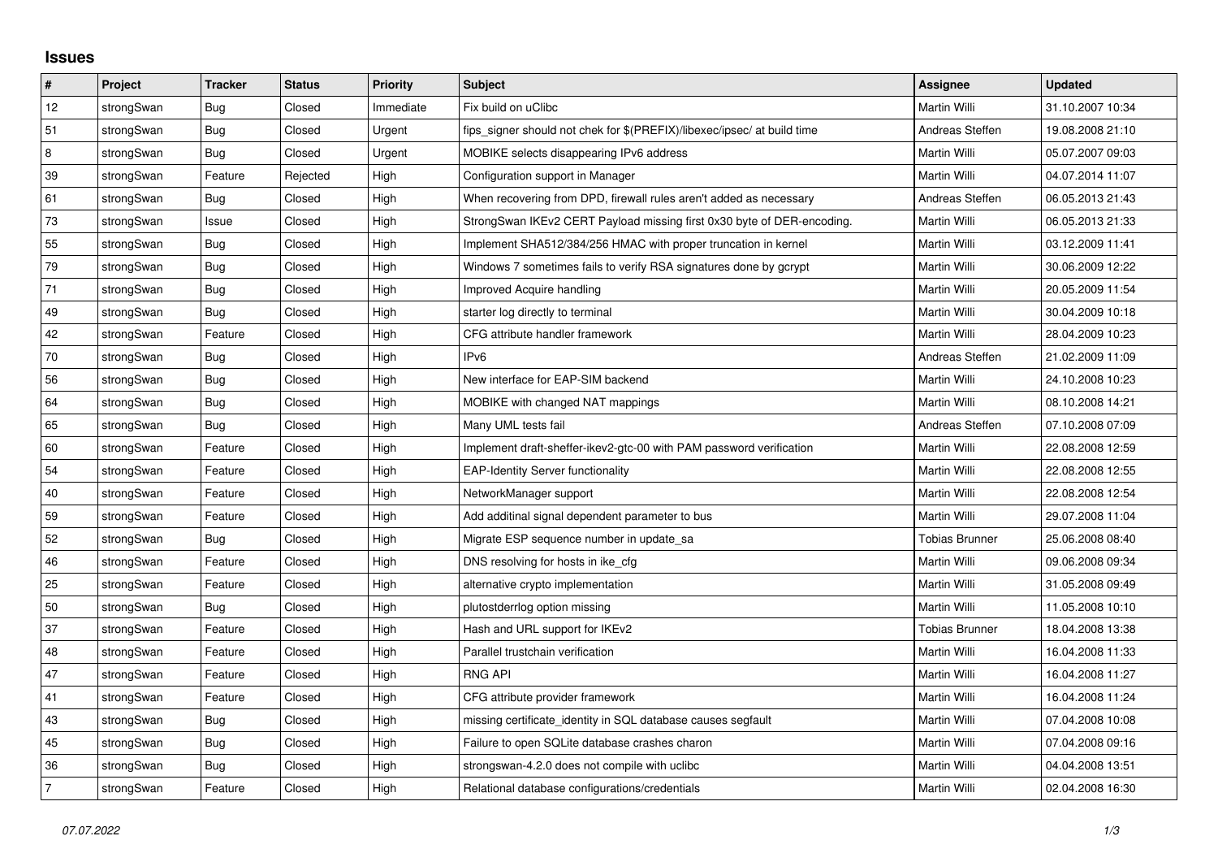# Issues

| # | Project | Tracker | Status | Priority | Subject | Assignee | Updated |
|---|---|---|---|---|---|---|---|
| 12 | strongSwan | Bug | Closed | Immediate | Fix build on uClibc | Martin Willi | 31.10.2007 10:34 |
| 51 | strongSwan | Bug | Closed | Urgent | fips_signer should not chek for $(PREFIX)/libexec/ipsec/ at build time | Andreas Steffen | 19.08.2008 21:10 |
| 8 | strongSwan | Bug | Closed | Urgent | MOBIKE selects disappearing IPv6 address | Martin Willi | 05.07.2007 09:03 |
| 39 | strongSwan | Feature | Rejected | High | Configuration support in Manager | Martin Willi | 04.07.2014 11:07 |
| 61 | strongSwan | Bug | Closed | High | When recovering from DPD, firewall rules aren't added as necessary | Andreas Steffen | 06.05.2013 21:43 |
| 73 | strongSwan | Issue | Closed | High | StrongSwan IKEv2 CERT Payload missing first 0x30 byte of DER-encoding. | Martin Willi | 06.05.2013 21:33 |
| 55 | strongSwan | Bug | Closed | High | Implement SHA512/384/256 HMAC with proper truncation in kernel | Martin Willi | 03.12.2009 11:41 |
| 79 | strongSwan | Bug | Closed | High | Windows 7 sometimes fails to verify RSA signatures done by gcrypt | Martin Willi | 30.06.2009 12:22 |
| 71 | strongSwan | Bug | Closed | High | Improved Acquire handling | Martin Willi | 20.05.2009 11:54 |
| 49 | strongSwan | Bug | Closed | High | starter log directly to terminal | Martin Willi | 30.04.2009 10:18 |
| 42 | strongSwan | Feature | Closed | High | CFG attribute handler framework | Martin Willi | 28.04.2009 10:23 |
| 70 | strongSwan | Bug | Closed | High | IPv6 | Andreas Steffen | 21.02.2009 11:09 |
| 56 | strongSwan | Bug | Closed | High | New interface for EAP-SIM backend | Martin Willi | 24.10.2008 10:23 |
| 64 | strongSwan | Bug | Closed | High | MOBIKE with changed NAT mappings | Martin Willi | 08.10.2008 14:21 |
| 65 | strongSwan | Bug | Closed | High | Many UML tests fail | Andreas Steffen | 07.10.2008 07:09 |
| 60 | strongSwan | Feature | Closed | High | Implement draft-sheffer-ikev2-gtc-00 with PAM password verification | Martin Willi | 22.08.2008 12:59 |
| 54 | strongSwan | Feature | Closed | High | EAP-Identity Server functionality | Martin Willi | 22.08.2008 12:55 |
| 40 | strongSwan | Feature | Closed | High | NetworkManager support | Martin Willi | 22.08.2008 12:54 |
| 59 | strongSwan | Feature | Closed | High | Add additinal signal dependent parameter to bus | Martin Willi | 29.07.2008 11:04 |
| 52 | strongSwan | Bug | Closed | High | Migrate ESP sequence number in update_sa | Tobias Brunner | 25.06.2008 08:40 |
| 46 | strongSwan | Feature | Closed | High | DNS resolving for hosts in ike_cfg | Martin Willi | 09.06.2008 09:34 |
| 25 | strongSwan | Feature | Closed | High | alternative crypto implementation | Martin Willi | 31.05.2008 09:49 |
| 50 | strongSwan | Bug | Closed | High | plutostderrlog option missing | Martin Willi | 11.05.2008 10:10 |
| 37 | strongSwan | Feature | Closed | High | Hash and URL support for IKEv2 | Tobias Brunner | 18.04.2008 13:38 |
| 48 | strongSwan | Feature | Closed | High | Parallel trustchain verification | Martin Willi | 16.04.2008 11:33 |
| 47 | strongSwan | Feature | Closed | High | RNG API | Martin Willi | 16.04.2008 11:27 |
| 41 | strongSwan | Feature | Closed | High | CFG attribute provider framework | Martin Willi | 16.04.2008 11:24 |
| 43 | strongSwan | Bug | Closed | High | missing certificate_identity in SQL database causes segfault | Martin Willi | 07.04.2008 10:08 |
| 45 | strongSwan | Bug | Closed | High | Failure to open SQLite database crashes charon | Martin Willi | 07.04.2008 09:16 |
| 36 | strongSwan | Bug | Closed | High | strongswan-4.2.0 does not compile with uclibc | Martin Willi | 04.04.2008 13:51 |
| 7 | strongSwan | Feature | Closed | High | Relational database configurations/credentials | Martin Willi | 02.04.2008 16:30 |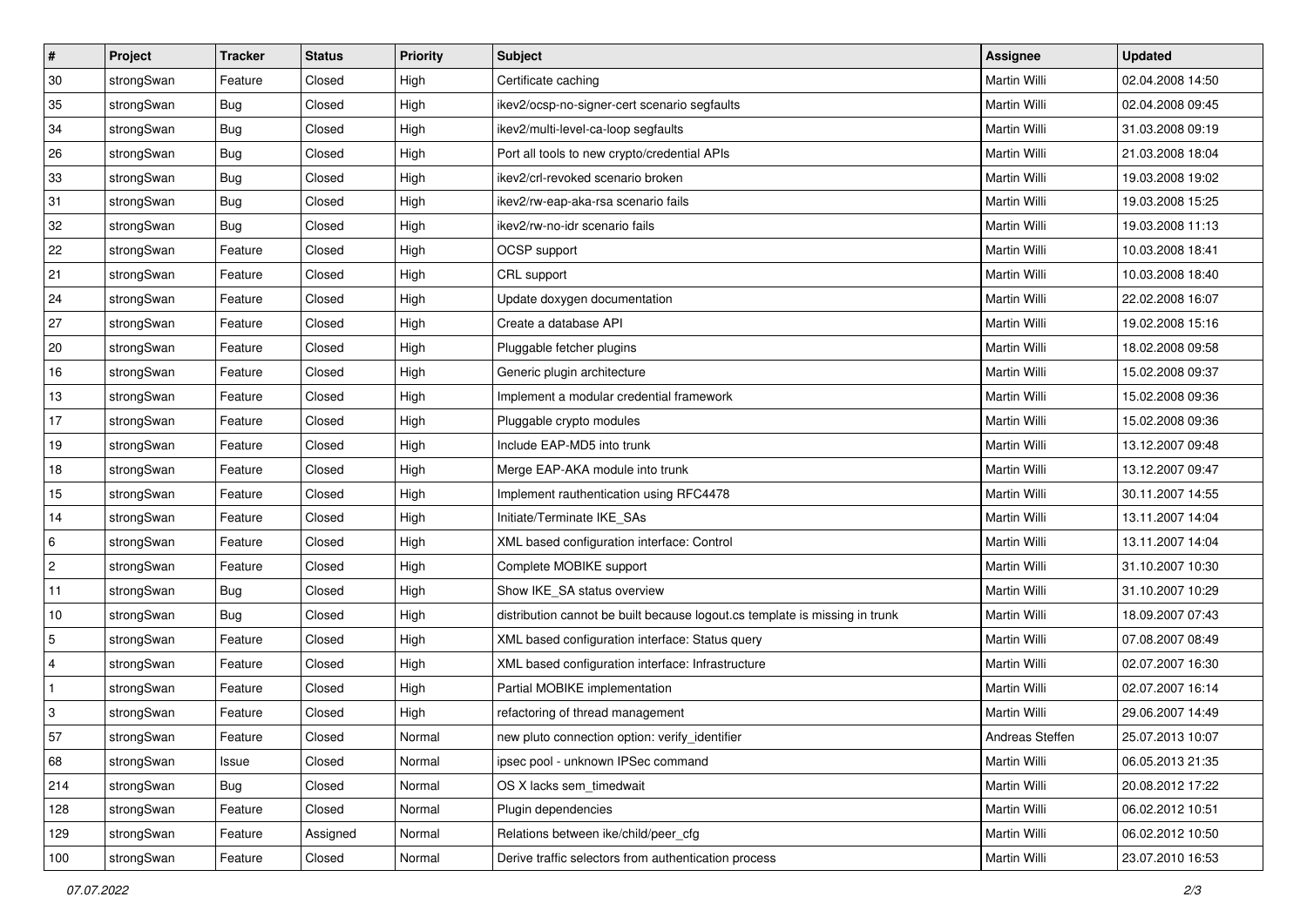| # | Project | Tracker | Status | Priority | Subject | Assignee | Updated |
|---|---|---|---|---|---|---|---|
| 30 | strongSwan | Feature | Closed | High | Certificate caching | Martin Willi | 02.04.2008 14:50 |
| 35 | strongSwan | Bug | Closed | High | ikev2/ocsp-no-signer-cert scenario segfaults | Martin Willi | 02.04.2008 09:45 |
| 34 | strongSwan | Bug | Closed | High | ikev2/multi-level-ca-loop segfaults | Martin Willi | 31.03.2008 09:19 |
| 26 | strongSwan | Bug | Closed | High | Port all tools to new crypto/credential APIs | Martin Willi | 21.03.2008 18:04 |
| 33 | strongSwan | Bug | Closed | High | ikev2/crl-revoked scenario broken | Martin Willi | 19.03.2008 19:02 |
| 31 | strongSwan | Bug | Closed | High | ikev2/rw-eap-aka-rsa scenario fails | Martin Willi | 19.03.2008 15:25 |
| 32 | strongSwan | Bug | Closed | High | ikev2/rw-no-idr scenario fails | Martin Willi | 19.03.2008 11:13 |
| 22 | strongSwan | Feature | Closed | High | OCSP support | Martin Willi | 10.03.2008 18:41 |
| 21 | strongSwan | Feature | Closed | High | CRL support | Martin Willi | 10.03.2008 18:40 |
| 24 | strongSwan | Feature | Closed | High | Update doxygen documentation | Martin Willi | 22.02.2008 16:07 |
| 27 | strongSwan | Feature | Closed | High | Create a database API | Martin Willi | 19.02.2008 15:16 |
| 20 | strongSwan | Feature | Closed | High | Pluggable fetcher plugins | Martin Willi | 18.02.2008 09:58 |
| 16 | strongSwan | Feature | Closed | High | Generic plugin architecture | Martin Willi | 15.02.2008 09:37 |
| 13 | strongSwan | Feature | Closed | High | Implement a modular credential framework | Martin Willi | 15.02.2008 09:36 |
| 17 | strongSwan | Feature | Closed | High | Pluggable crypto modules | Martin Willi | 15.02.2008 09:36 |
| 19 | strongSwan | Feature | Closed | High | Include EAP-MD5 into trunk | Martin Willi | 13.12.2007 09:48 |
| 18 | strongSwan | Feature | Closed | High | Merge EAP-AKA module into trunk | Martin Willi | 13.12.2007 09:47 |
| 15 | strongSwan | Feature | Closed | High | Implement rauthentication using RFC4478 | Martin Willi | 30.11.2007 14:55 |
| 14 | strongSwan | Feature | Closed | High | Initiate/Terminate IKE_SAs | Martin Willi | 13.11.2007 14:04 |
| 6 | strongSwan | Feature | Closed | High | XML based configuration interface: Control | Martin Willi | 13.11.2007 14:04 |
| 2 | strongSwan | Feature | Closed | High | Complete MOBIKE support | Martin Willi | 31.10.2007 10:30 |
| 11 | strongSwan | Bug | Closed | High | Show IKE_SA status overview | Martin Willi | 31.10.2007 10:29 |
| 10 | strongSwan | Bug | Closed | High | distribution cannot be built because logout.cs template is missing in trunk | Martin Willi | 18.09.2007 07:43 |
| 5 | strongSwan | Feature | Closed | High | XML based configuration interface: Status query | Martin Willi | 07.08.2007 08:49 |
| 4 | strongSwan | Feature | Closed | High | XML based configuration interface: Infrastructure | Martin Willi | 02.07.2007 16:30 |
| 1 | strongSwan | Feature | Closed | High | Partial MOBIKE implementation | Martin Willi | 02.07.2007 16:14 |
| 3 | strongSwan | Feature | Closed | High | refactoring of thread management | Martin Willi | 29.06.2007 14:49 |
| 57 | strongSwan | Feature | Closed | Normal | new pluto connection option: verify_identifier | Andreas Steffen | 25.07.2013 10:07 |
| 68 | strongSwan | Issue | Closed | Normal | ipsec pool - unknown IPSec command | Martin Willi | 06.05.2013 21:35 |
| 214 | strongSwan | Bug | Closed | Normal | OS X lacks sem_timedwait | Martin Willi | 20.08.2012 17:22 |
| 128 | strongSwan | Feature | Closed | Normal | Plugin dependencies | Martin Willi | 06.02.2012 10:51 |
| 129 | strongSwan | Feature | Assigned | Normal | Relations between ike/child/peer_cfg | Martin Willi | 06.02.2012 10:50 |
| 100 | strongSwan | Feature | Closed | Normal | Derive traffic selectors from authentication process | Martin Willi | 23.07.2010 16:53 |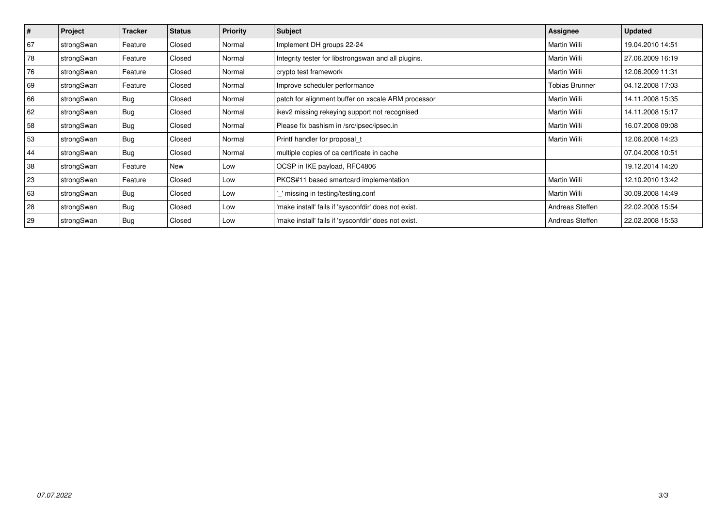| # | Project | Tracker | Status | Priority | Subject | Assignee | Updated |
|---|---|---|---|---|---|---|---|
| 67 | strongSwan | Feature | Closed | Normal | Implement DH groups 22-24 | Martin Willi | 19.04.2010 14:51 |
| 78 | strongSwan | Feature | Closed | Normal | Integrity tester for libstrongswan and all plugins. | Martin Willi | 27.06.2009 16:19 |
| 76 | strongSwan | Feature | Closed | Normal | crypto test framework | Martin Willi | 12.06.2009 11:31 |
| 69 | strongSwan | Feature | Closed | Normal | Improve scheduler performance | Tobias Brunner | 04.12.2008 17:03 |
| 66 | strongSwan | Bug | Closed | Normal | patch for alignment buffer on xscale ARM processor | Martin Willi | 14.11.2008 15:35 |
| 62 | strongSwan | Bug | Closed | Normal | ikev2 missing rekeying support not recognised | Martin Willi | 14.11.2008 15:17 |
| 58 | strongSwan | Bug | Closed | Normal | Please fix bashism in /src/ipsec/ipsec.in | Martin Willi | 16.07.2008 09:08 |
| 53 | strongSwan | Bug | Closed | Normal | Printf handler for proposal_t | Martin Willi | 12.06.2008 14:23 |
| 44 | strongSwan | Bug | Closed | Normal | multiple copies of ca certificate in cache | | 07.04.2008 10:51 |
| 38 | strongSwan | Feature | New | Low | OCSP in IKE payload, RFC4806 | | 19.12.2014 14:20 |
| 23 | strongSwan | Feature | Closed | Low | PKCS#11 based smartcard implementation | Martin Willi | 12.10.2010 13:42 |
| 63 | strongSwan | Bug | Closed | Low | '_' missing in testing/testing.conf | Martin Willi | 30.09.2008 14:49 |
| 28 | strongSwan | Bug | Closed | Low | 'make install' fails if 'sysconfdir' does not exist. | Andreas Steffen | 22.02.2008 15:54 |
| 29 | strongSwan | Bug | Closed | Low | 'make install' fails if 'sysconfdir' does not exist. | Andreas Steffen | 22.02.2008 15:53 |

*07.07.2022*